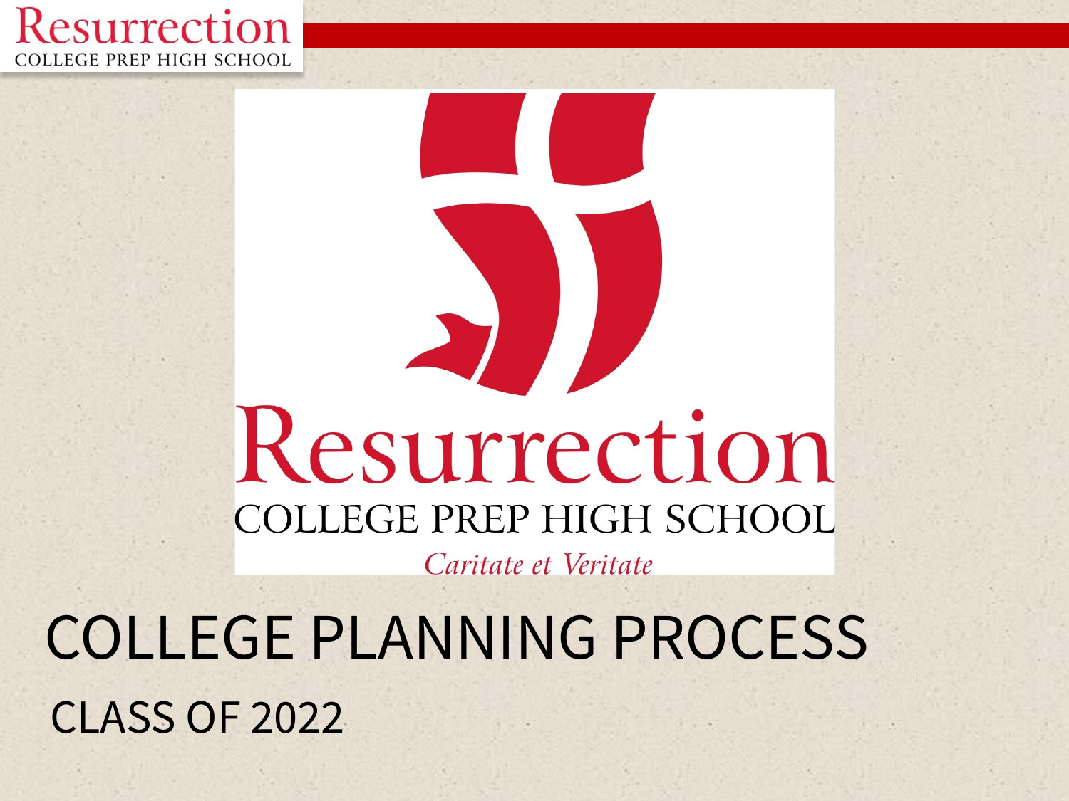Resurrection
COLLEGE PREP HIGH SCHOOL

Resurrection
COLLEGE PREP HIGH SCHOOL
*Caritate et Veritate*

# COLLEGE PLANNING PROCESS

## CLASS OF 2022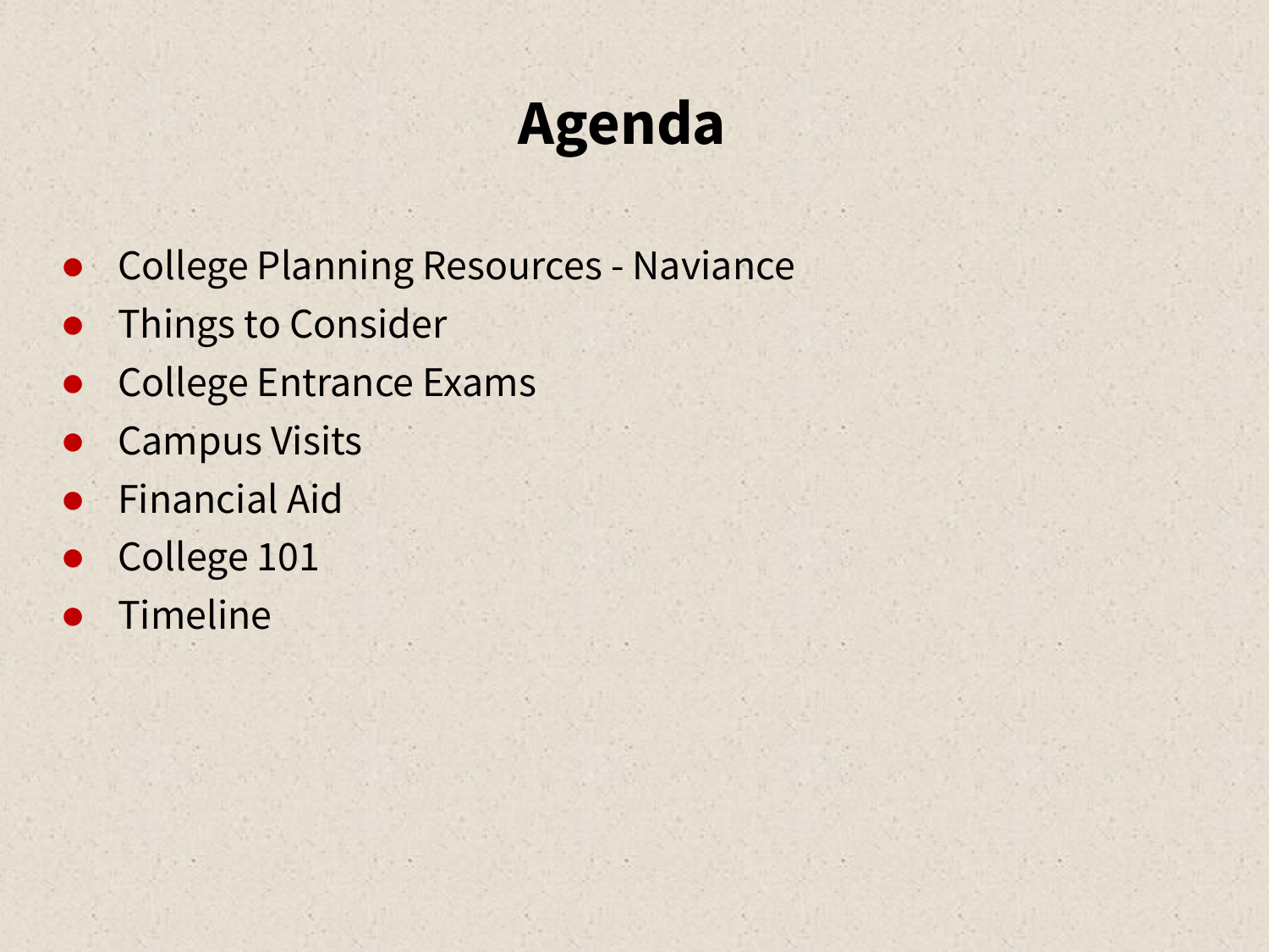# Agenda

- College Planning Resources - Naviance
- Things to Consider
- College Entrance Exams
- Campus Visits
- Financial Aid
- College 101
- Timeline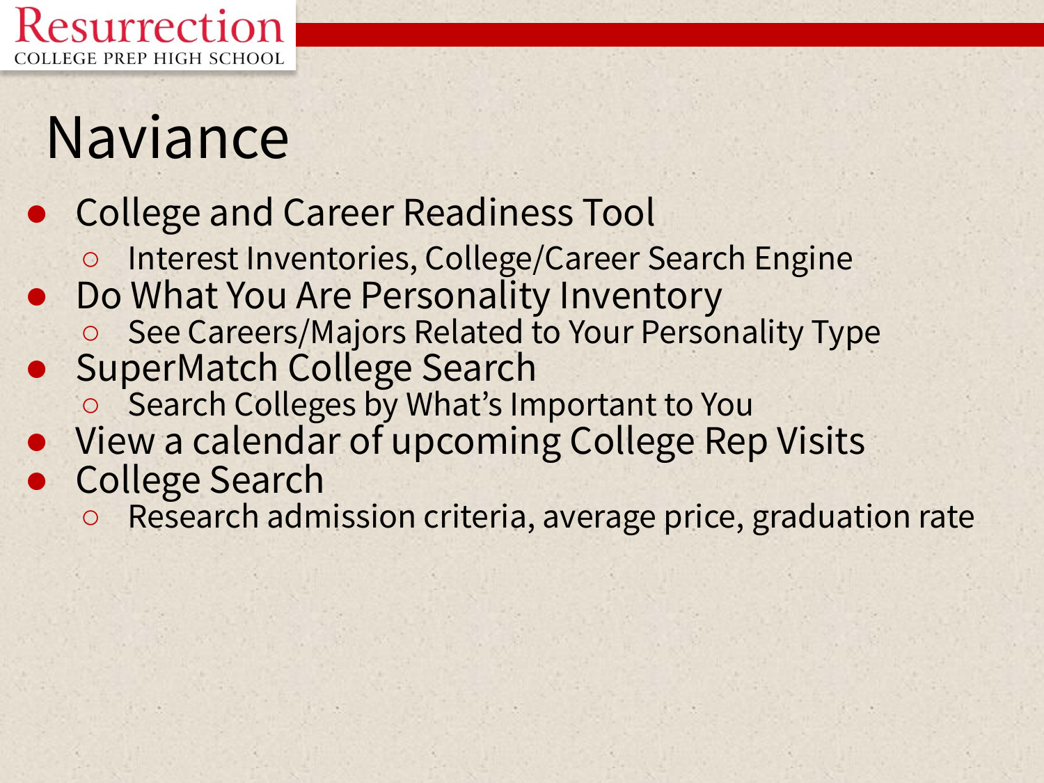# Naviance

- College and Career Readiness Tool
  - Interest Inventories, College/Career Search Engine
- Do What You Are Personality Inventory
  - See Careers/Majors Related to Your Personality Type
- SuperMatch College Search
  - Search Colleges by What's Important to You
- View a calendar of upcoming College Rep Visits
- College Search
  - Research admission criteria, average price, graduation rate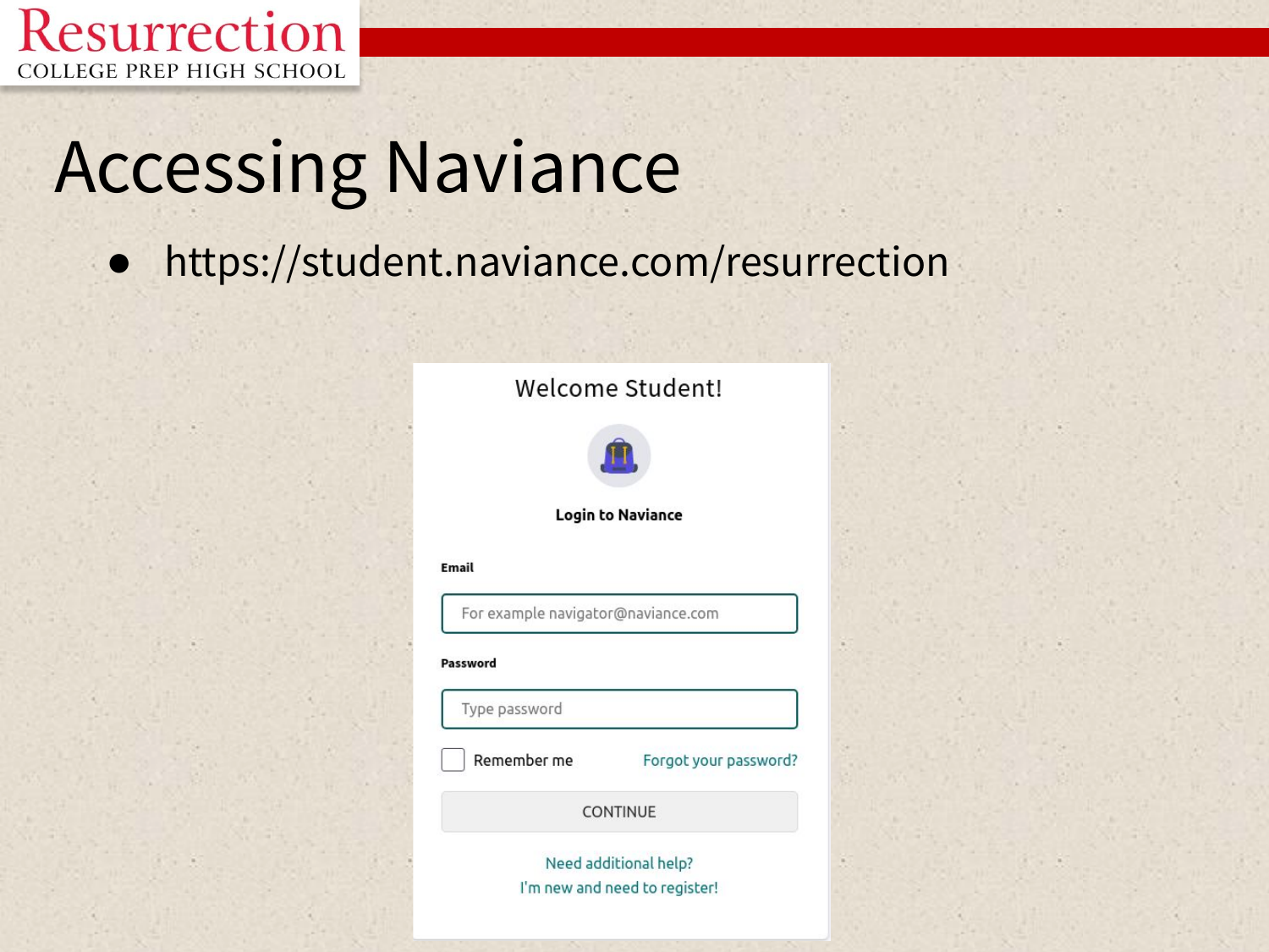# Accessing Naviance

- https://student.naviance.com/resurrection

Welcome Student!

**Login to Naviance**

**Email**

For example navigator@naviance.com

**Password**

Type password

Remember me — Forgot your password?

CONTINUE

Need additional help?

I'm new and need to register!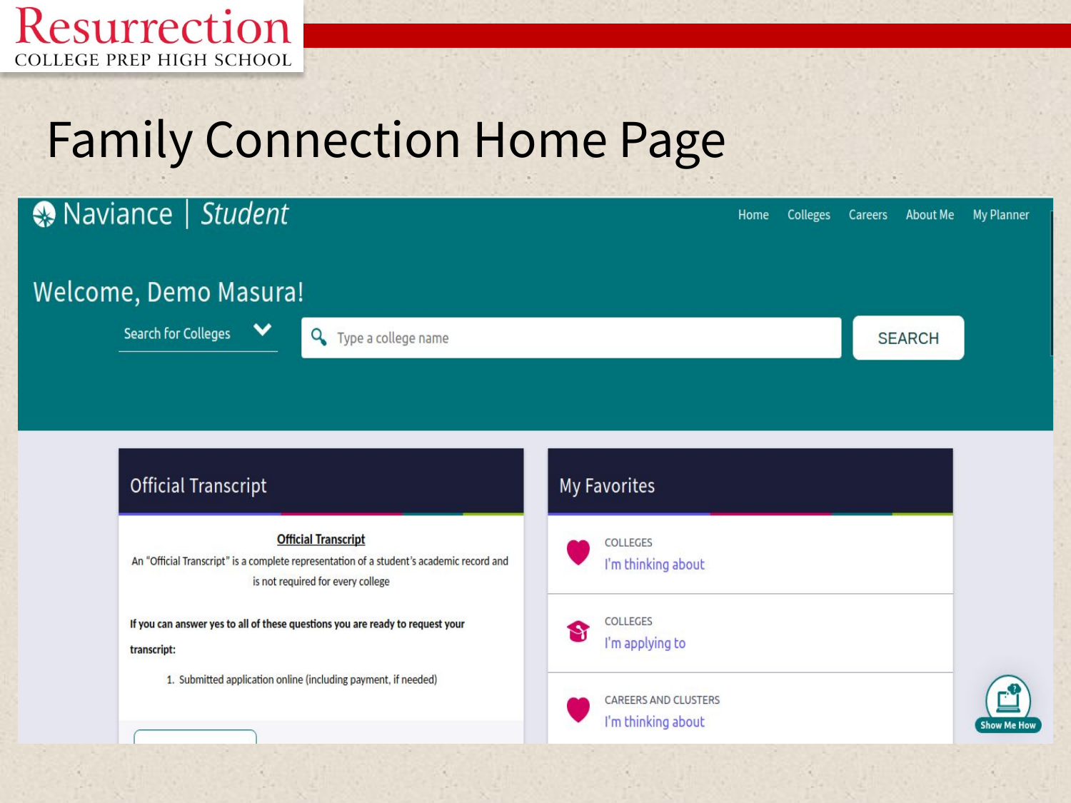# Family Connection Home Page

Naviance | Student

Home Colleges Careers About Me My Planner

Welcome, Demo Masura!

Search for Colleges

Type a college name

SEARCH

## Official Transcript

**Official Transcript**

An "Official Transcript" is a complete representation of a student's academic record and is not required for every college

**If you can answer yes to all of these questions you are ready to request your transcript:**

1. Submitted application online (including payment, if needed)

## My Favorites

COLLEGES
I'm thinking about

COLLEGES
I'm applying to

CAREERS AND CLUSTERS
I'm thinking about

Show Me How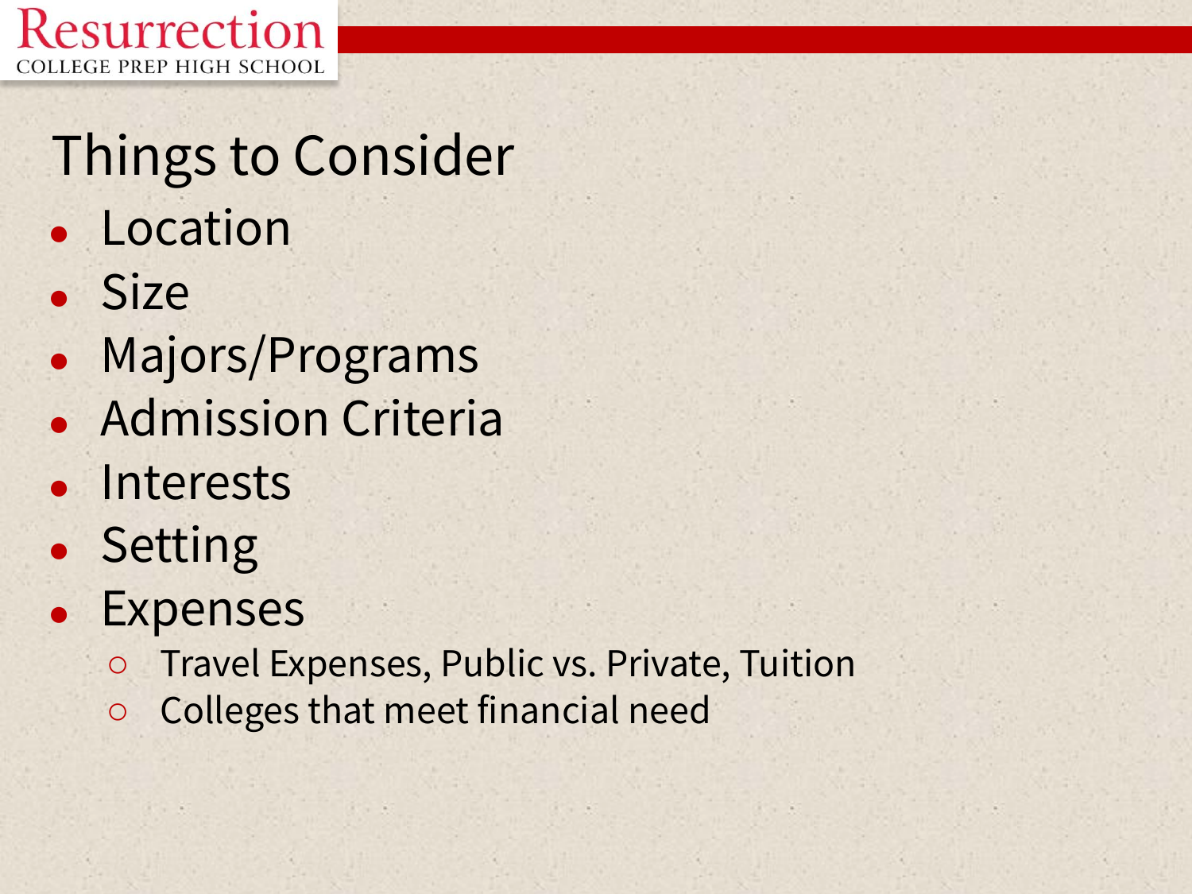# Things to Consider

- Location
- Size
- Majors/Programs
- Admission Criteria
- Interests
- Setting
- Expenses
  - Travel Expenses, Public vs. Private, Tuition
  - Colleges that meet financial need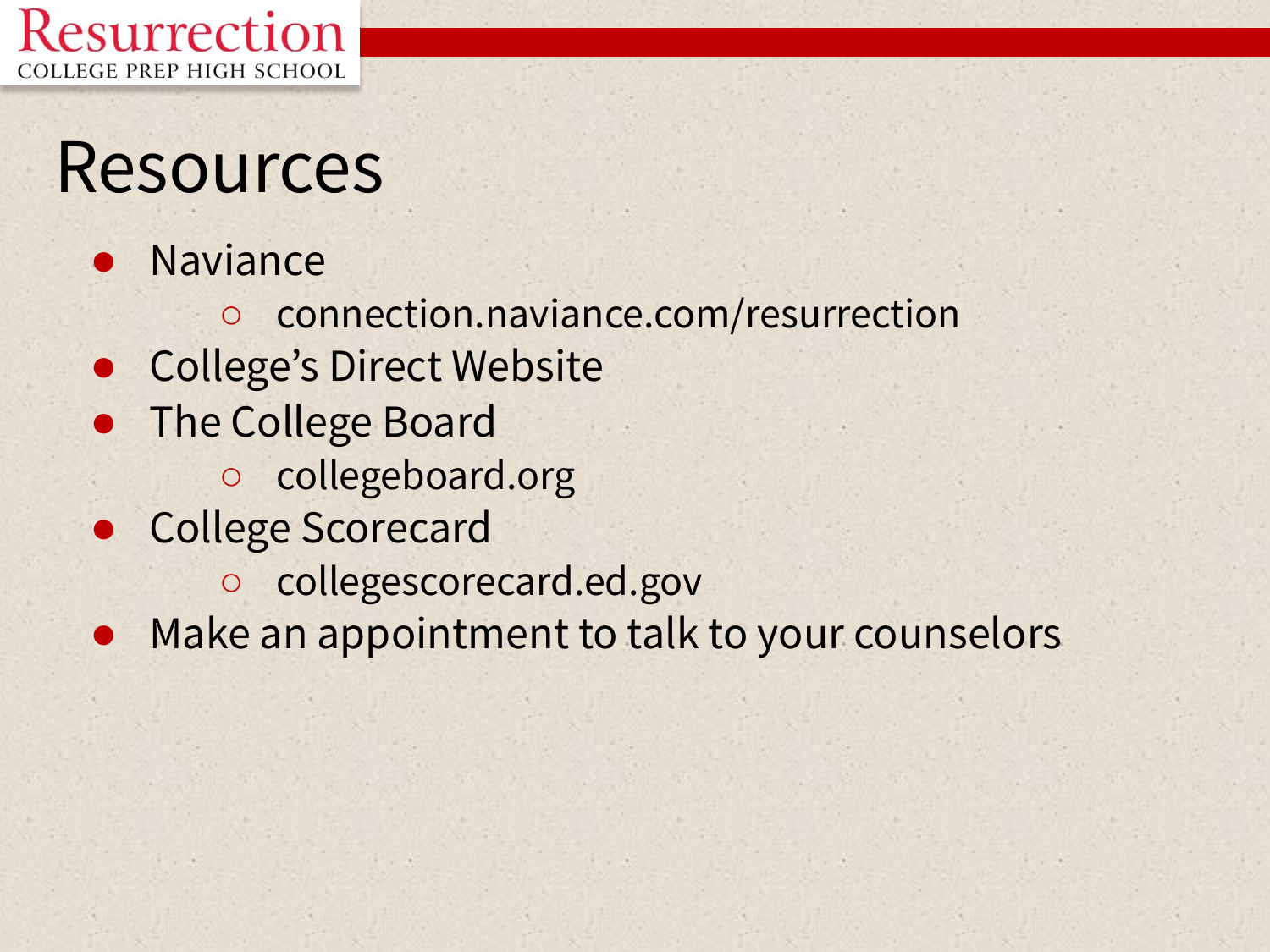# Resources

- Naviance
  - connection.naviance.com/resurrection
- College's Direct Website
- The College Board
  - collegeboard.org
- College Scorecard
  - collegescorecard.ed.gov
- Make an appointment to talk to your counselors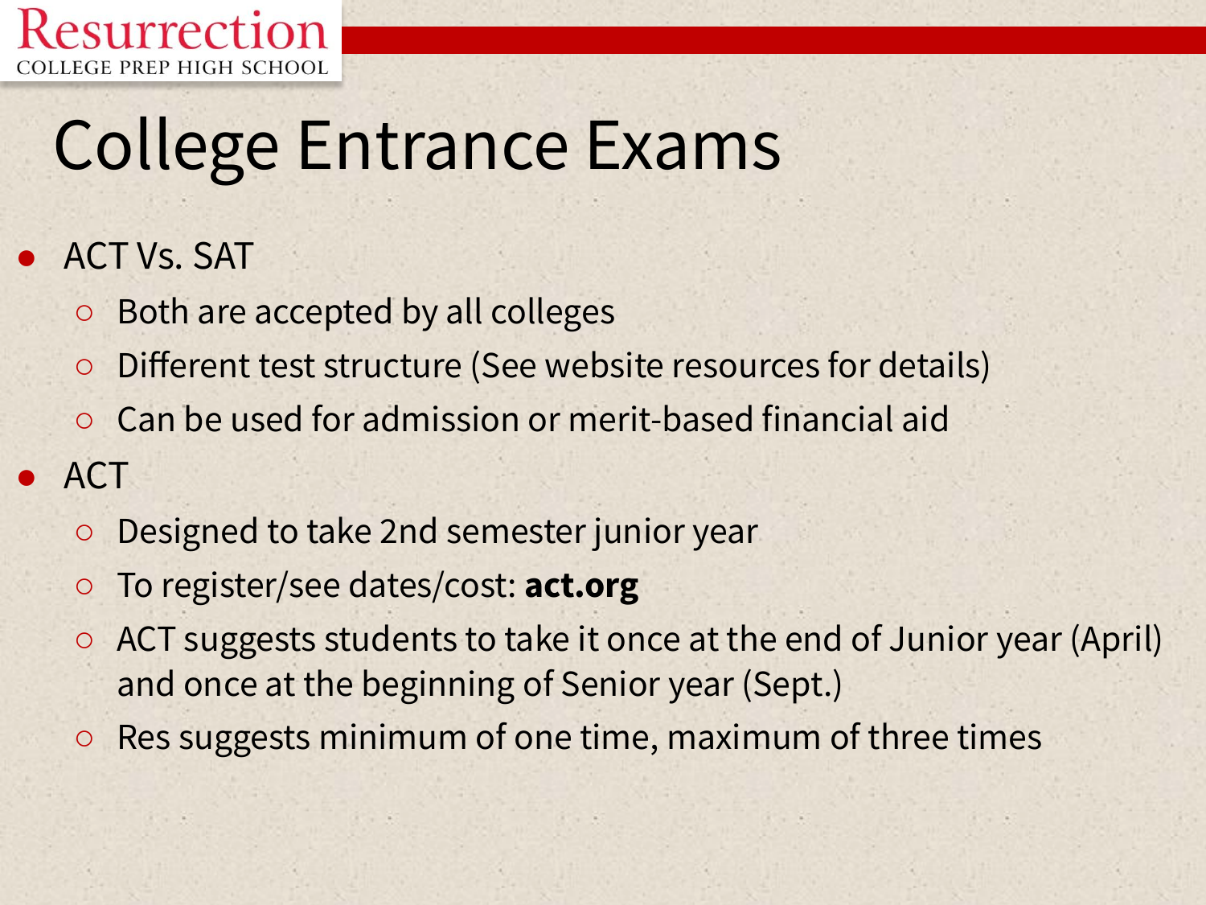# College Entrance Exams

- ACT Vs. SAT
  - Both are accepted by all colleges
  - Different test structure (See website resources for details)
  - Can be used for admission or merit-based financial aid
- ACT
  - Designed to take 2nd semester junior year
  - To register/see dates/cost: **act.org**
  - ACT suggests students to take it once at the end of Junior year (April) and once at the beginning of Senior year (Sept.)
  - Res suggests minimum of one time, maximum of three times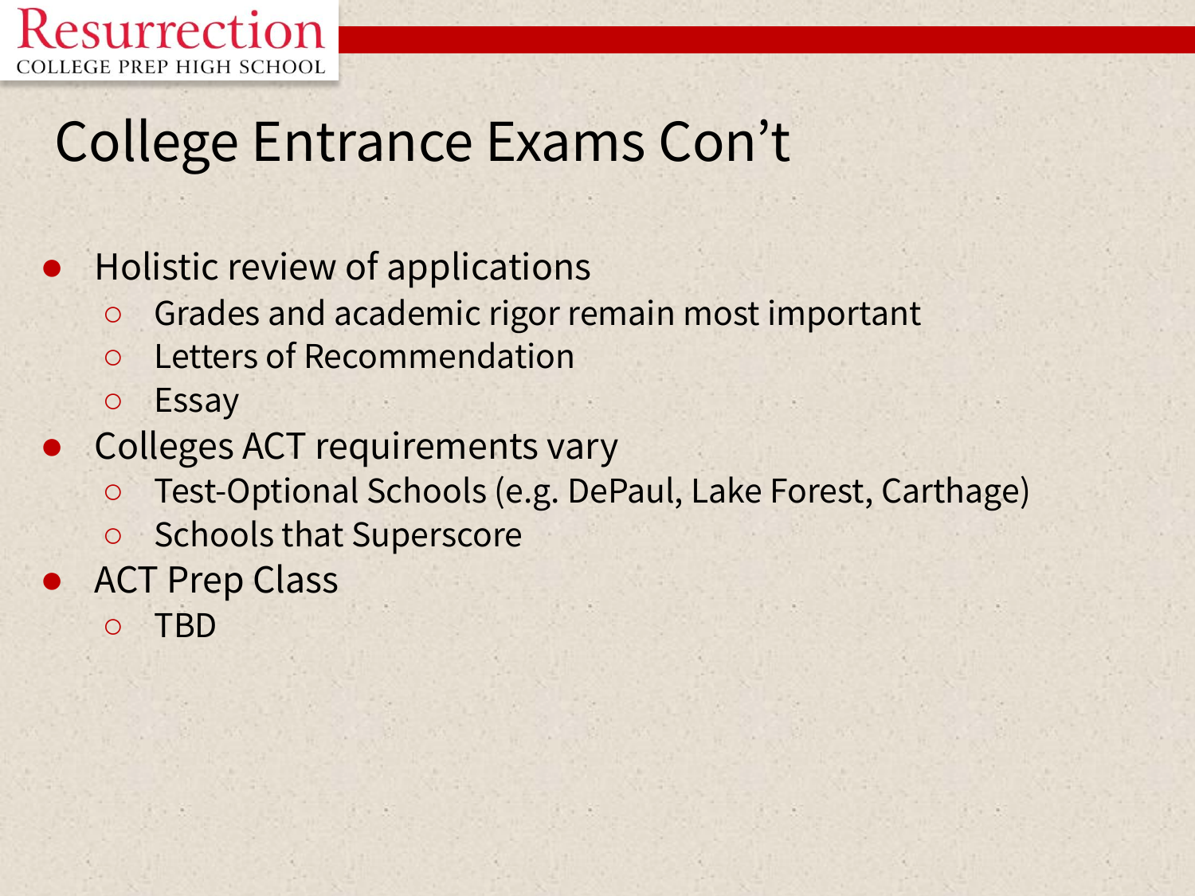# College Entrance Exams Con't

- Holistic review of applications
  - Grades and academic rigor remain most important
  - Letters of Recommendation
  - Essay
- Colleges ACT requirements vary
  - Test-Optional Schools (e.g. DePaul, Lake Forest, Carthage)
  - Schools that Superscore
- ACT Prep Class
  - TBD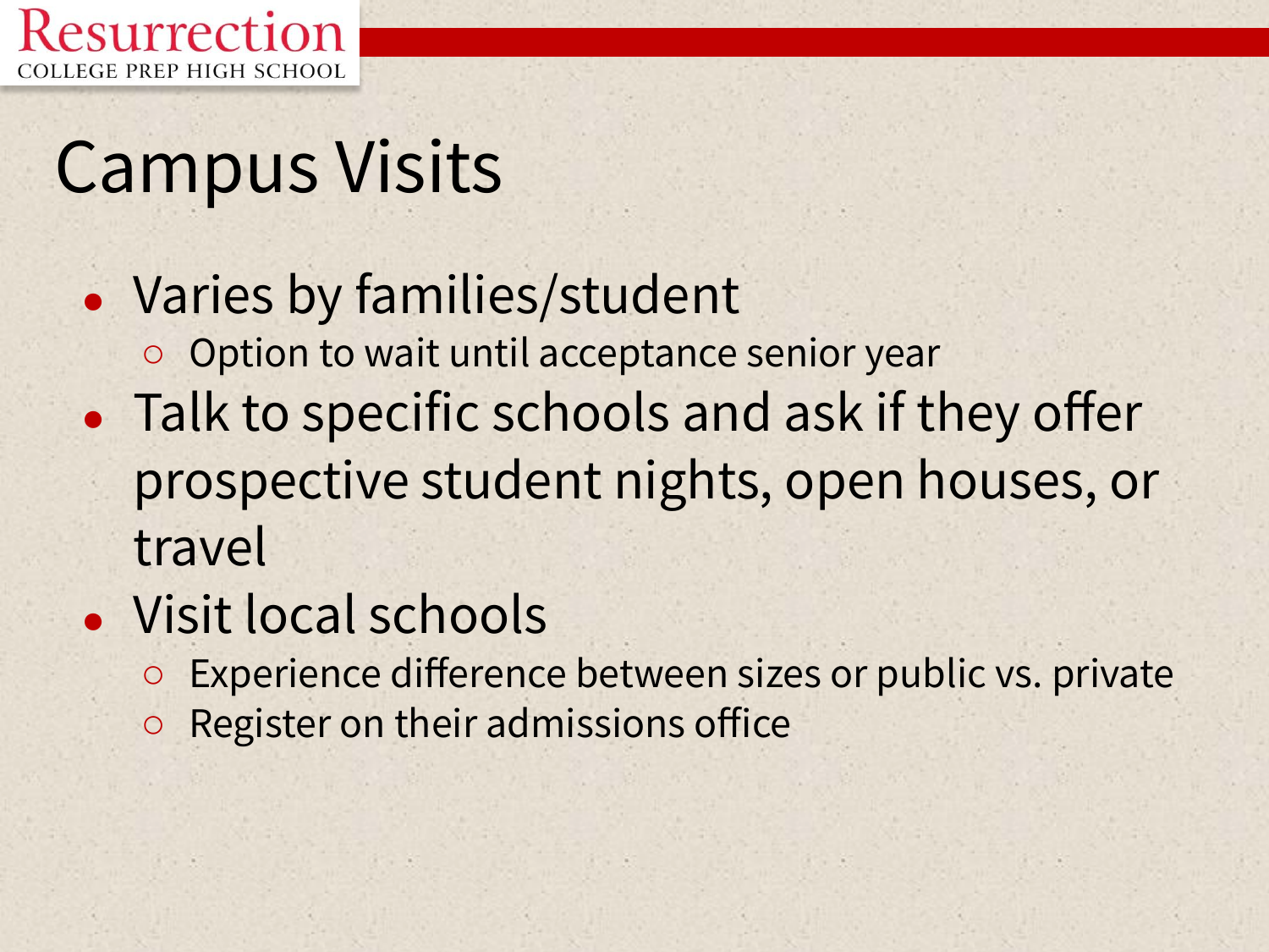# Campus Visits

- Varies by families/student
  - Option to wait until acceptance senior year
- Talk to specific schools and ask if they offer prospective student nights, open houses, or travel
- Visit local schools
  - Experience difference between sizes or public vs. private
  - Register on their admissions office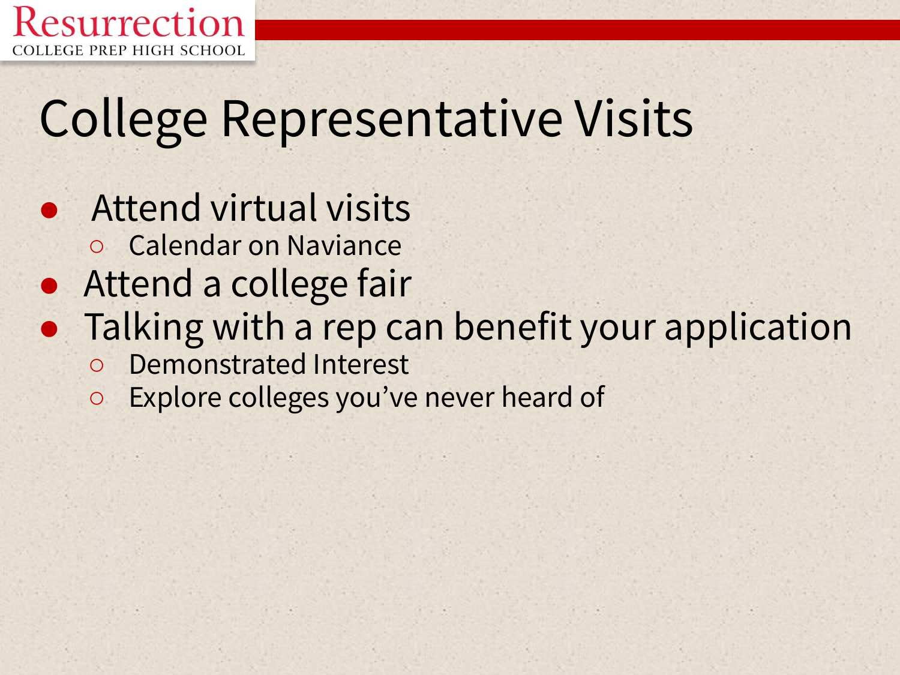# College Representative Visits

- Attend virtual visits
  - Calendar on Naviance
- Attend a college fair
- Talking with a rep can benefit your application
  - Demonstrated Interest
  - Explore colleges you've never heard of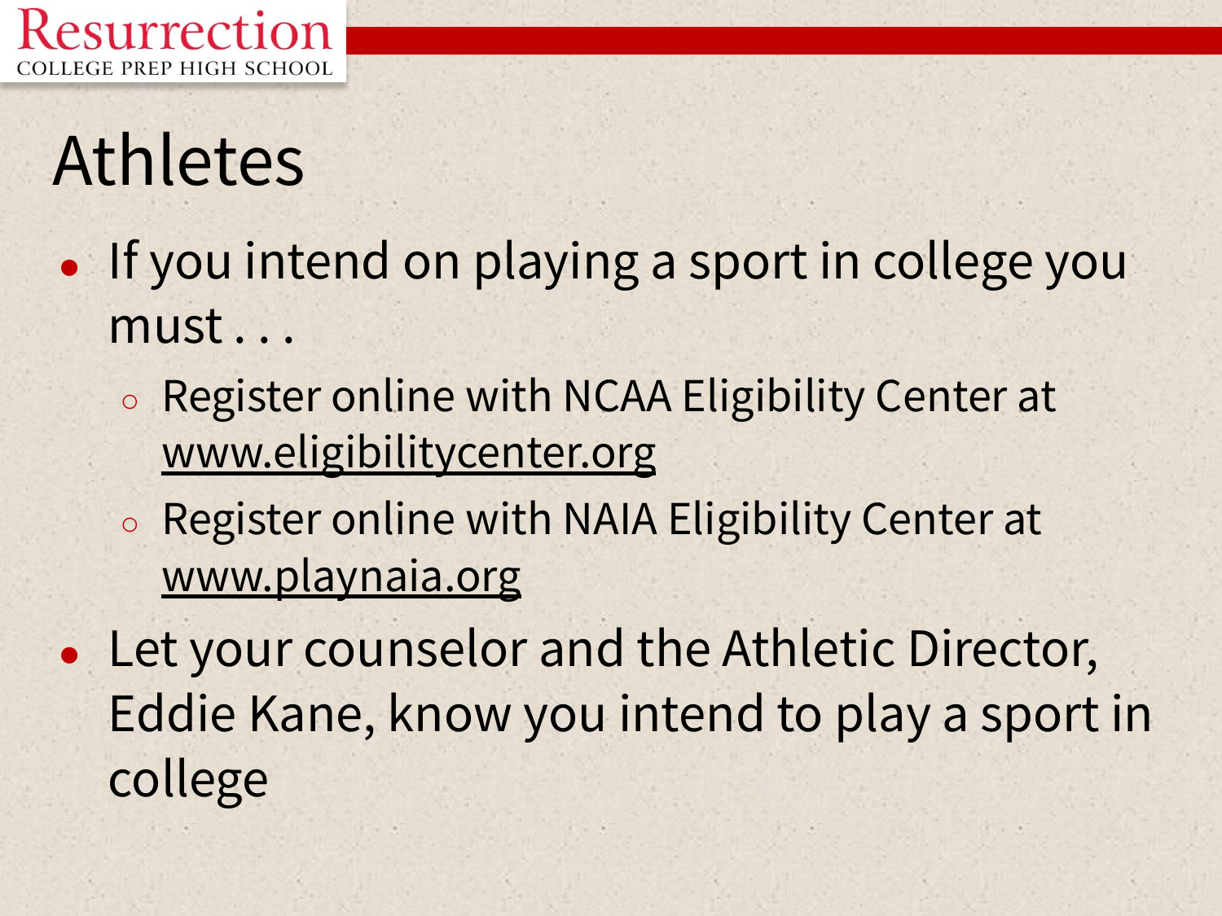# Athletes

- If you intend on playing a sport in college you must . . .
  - Register online with NCAA Eligibility Center at www.eligibilitycenter.org
  - Register online with NAIA Eligibility Center at www.playnaia.org
- Let your counselor and the Athletic Director, Eddie Kane, know you intend to play a sport in college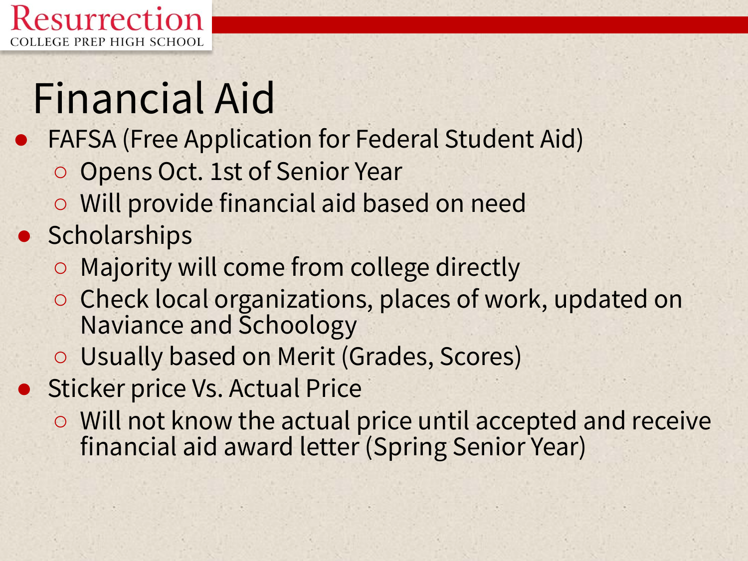# Financial Aid

- FAFSA (Free Application for Federal Student Aid)
  - Opens Oct. 1st of Senior Year
  - Will provide financial aid based on need
- Scholarships
  - Majority will come from college directly
  - Check local organizations, places of work, updated on Naviance and Schoology
  - Usually based on Merit (Grades, Scores)
- Sticker price Vs. Actual Price
  - Will not know the actual price until accepted and receive financial aid award letter (Spring Senior Year)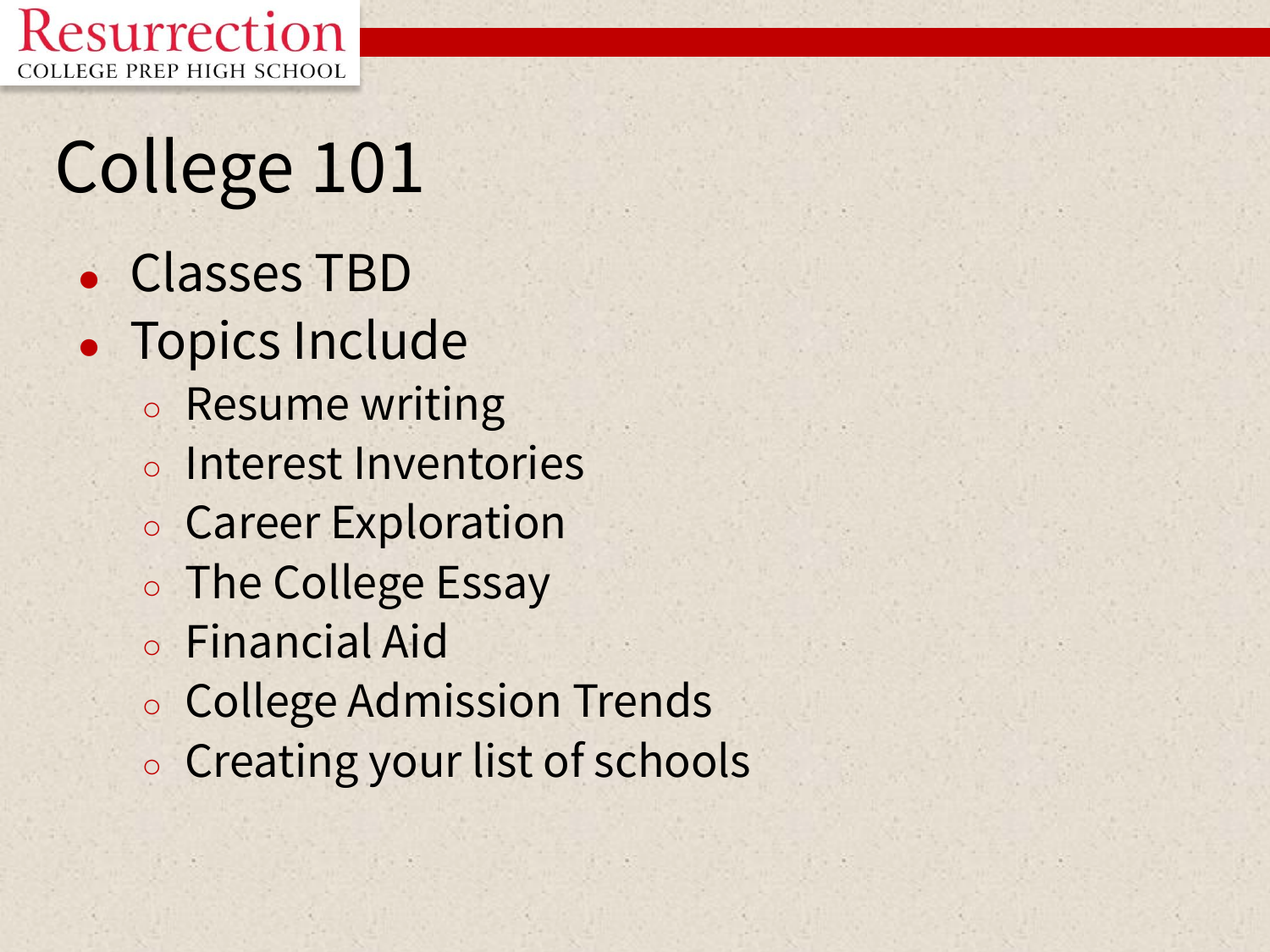# College 101

- Classes TBD
- Topics Include
  - Resume writing
  - Interest Inventories
  - Career Exploration
  - The College Essay
  - Financial Aid
  - College Admission Trends
  - Creating your list of schools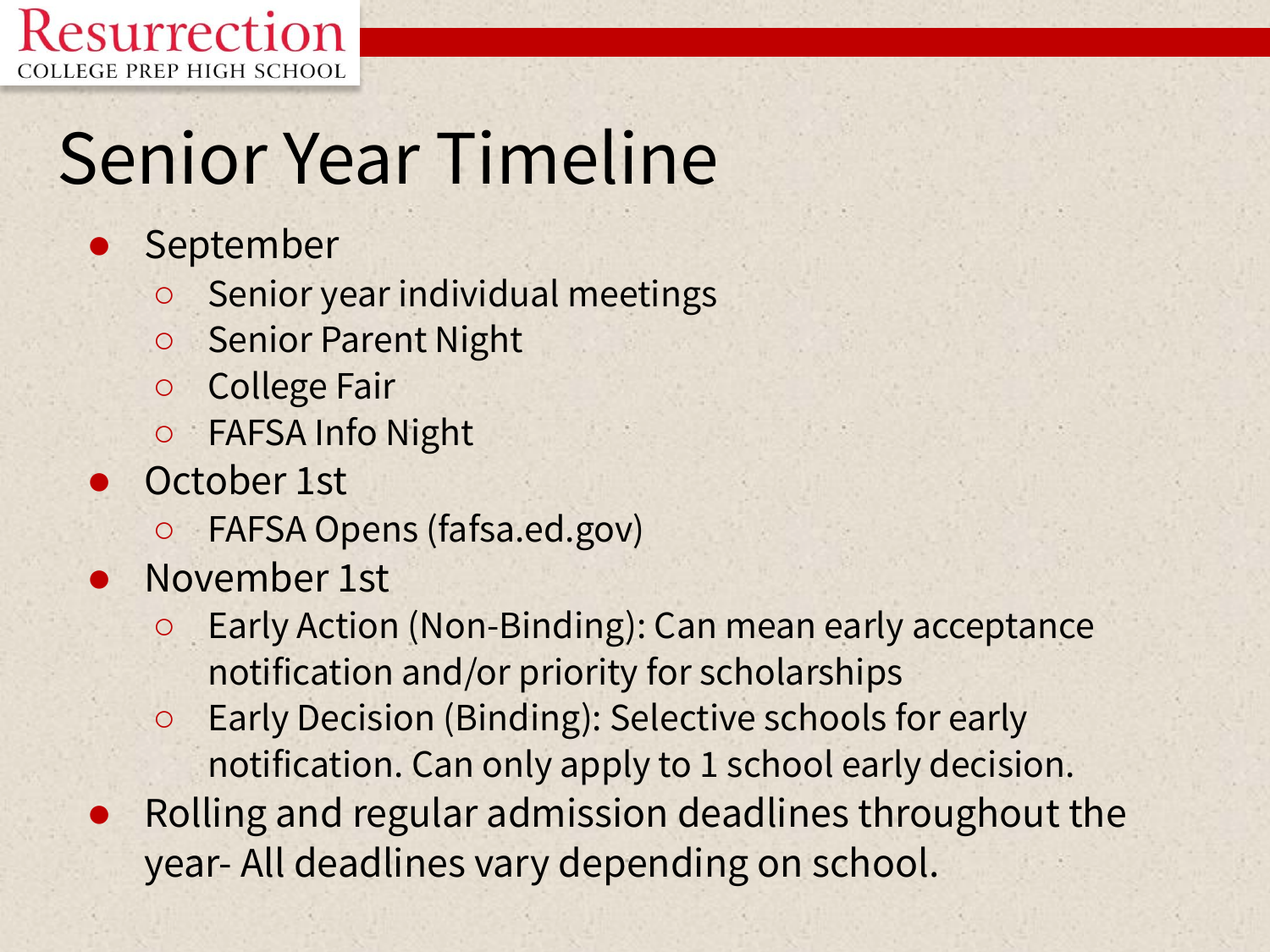# Senior Year Timeline

- September
  - Senior year individual meetings
  - Senior Parent Night
  - College Fair
  - FAFSA Info Night
- October 1st
  - FAFSA Opens (fafsa.ed.gov)
- November 1st
  - Early Action (Non-Binding): Can mean early acceptance notification and/or priority for scholarships
  - Early Decision (Binding): Selective schools for early notification. Can only apply to 1 school early decision.
- Rolling and regular admission deadlines throughout the year- All deadlines vary depending on school.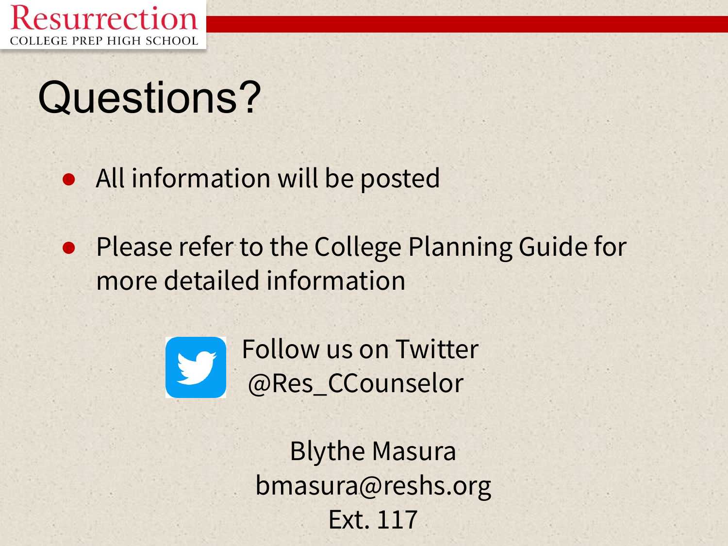Resurrection
COLLEGE PREP HIGH SCHOOL

# Questions?

- All information will be posted
- Please refer to the College Planning Guide for more detailed information

Follow us on Twitter
@Res_CCounselor

Blythe Masura
bmasura@reshs.org
Ext. 117